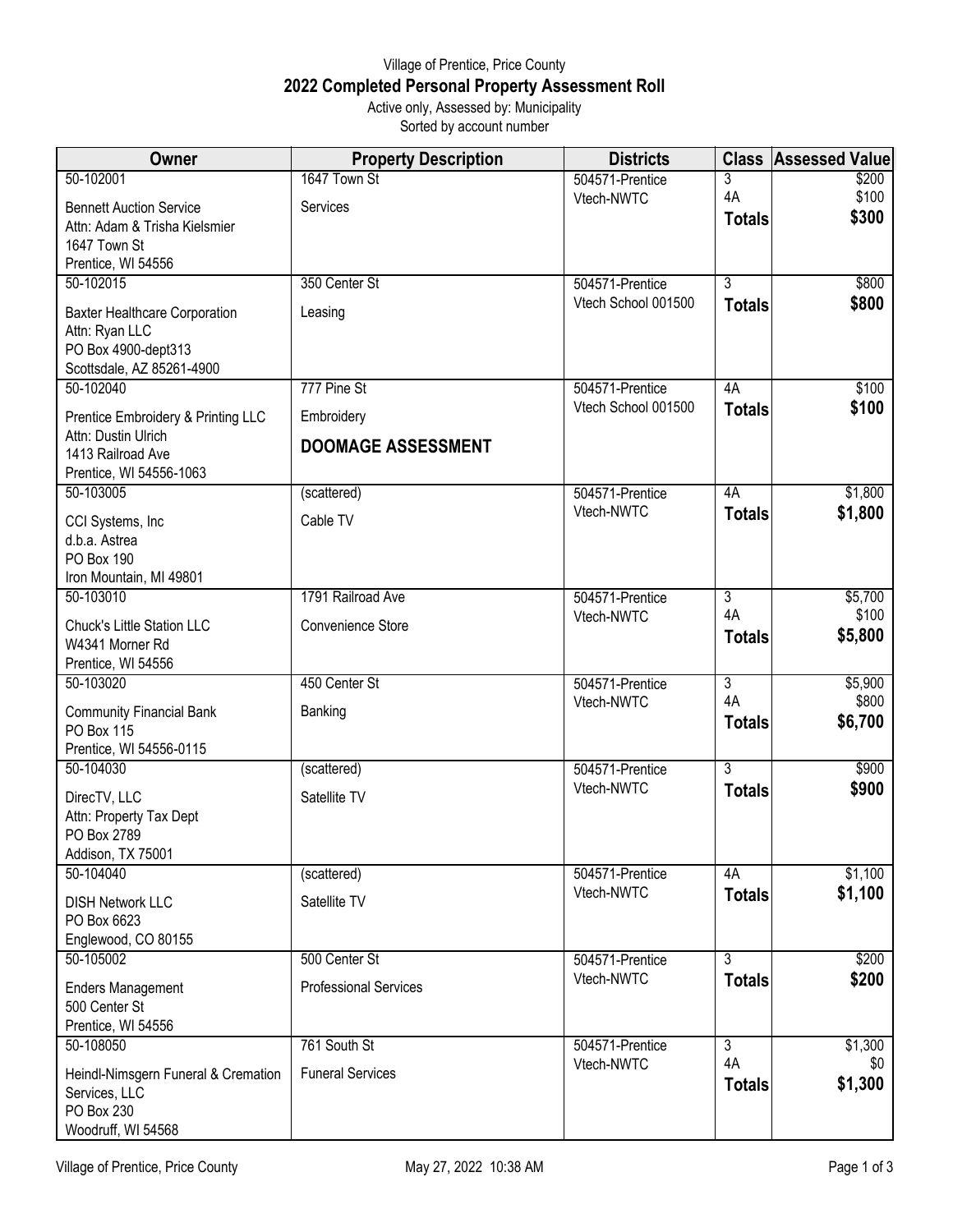Village of Prentice, Price County

# 2022 Completed Personal Property Assessment Roll

Active only, Assessed by: Municipality

Sorted by account number

| Owner | Property Description | Districts | Class | Assessed Value |
|---|---|---|---|---|
| 50-102001<br>Bennett Auction Service<br>Attn: Adam & Trisha Kielsmier<br>1647 Town St<br>Prentice, WI 54556 | 1647 Town St<br>Services | 504571-Prentice<br>Vtech-NWTC | 3<br>4A<br>**Totals** | $200<br>$100<br>**$300** |
| 50-102015<br>Baxter Healthcare Corporation<br>Attn: Ryan LLC<br>PO Box 4900-dept313<br>Scottsdale, AZ 85261-4900 | 350 Center St<br>Leasing | 504571-Prentice<br>Vtech School 001500 | 3<br>**Totals** | $800<br>**$800** |
| 50-102040<br>Prentice Embroidery & Printing LLC<br>Attn: Dustin Ulrich<br>1413 Railroad Ave<br>Prentice, WI 54556-1063 | 777 Pine St<br>Embroidery<br>**DOOMAGE ASSESSMENT** | 504571-Prentice<br>Vtech School 001500 | 4A<br>**Totals** | $100<br>**$100** |
| 50-103005<br>CCI Systems, Inc<br>d.b.a. Astrea<br>PO Box 190<br>Iron Mountain, MI 49801 | (scattered)<br>Cable TV | 504571-Prentice<br>Vtech-NWTC | 4A<br>**Totals** | $1,800<br>**$1,800** |
| 50-103010<br>Chuck's Little Station LLC<br>W4341 Morner Rd<br>Prentice, WI 54556 | 1791 Railroad Ave<br>Convenience Store | 504571-Prentice<br>Vtech-NWTC | 3<br>4A<br>**Totals** | $5,700<br>$100<br>**$5,800** |
| 50-103020<br>Community Financial Bank<br>PO Box 115<br>Prentice, WI 54556-0115 | 450 Center St<br>Banking | 504571-Prentice<br>Vtech-NWTC | 3<br>4A<br>**Totals** | $5,900<br>$800<br>**$6,700** |
| 50-104030<br>DirecTV, LLC<br>Attn: Property Tax Dept<br>PO Box 2789<br>Addison, TX 75001 | (scattered)<br>Satellite TV | 504571-Prentice<br>Vtech-NWTC | 3<br>**Totals** | $900<br>**$900** |
| 50-104040<br>DISH Network LLC<br>PO Box 6623<br>Englewood, CO 80155 | (scattered)<br>Satellite TV | 504571-Prentice<br>Vtech-NWTC | 4A<br>**Totals** | $1,100<br>**$1,100** |
| 50-105002<br>Enders Management<br>500 Center St<br>Prentice, WI 54556 | 500 Center St<br>Professional Services | 504571-Prentice<br>Vtech-NWTC | 3<br>**Totals** | $200<br>**$200** |
| 50-108050<br>Heindl-Nimsgern Funeral & Cremation Services, LLC<br>PO Box 230<br>Woodruff, WI 54568 | 761 South St<br>Funeral Services | 504571-Prentice<br>Vtech-NWTC | 3<br>4A<br>**Totals** | $1,300<br>$0<br>**$1,300** |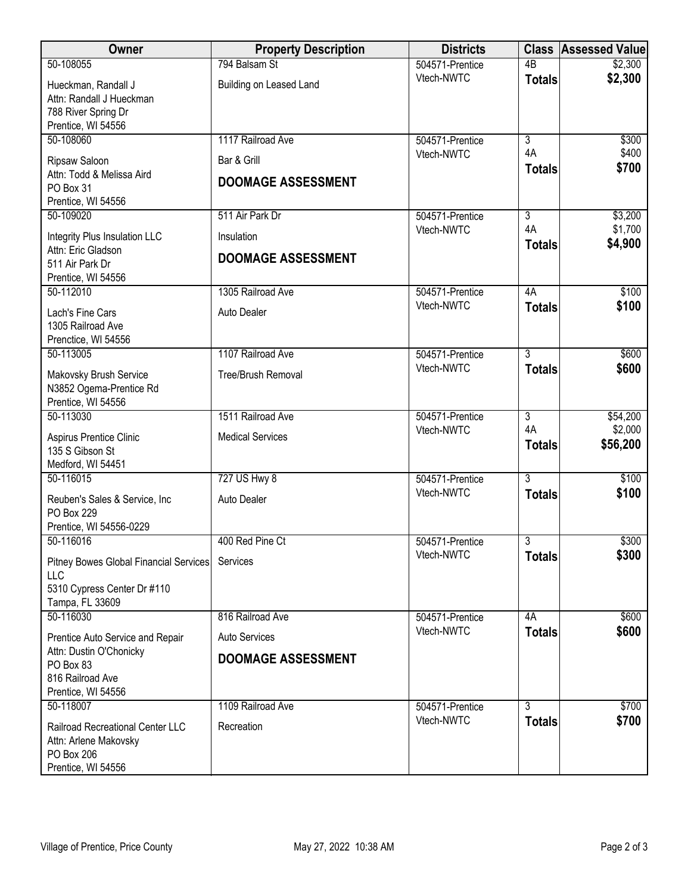| Owner | Property Description | Districts | Class | Assessed Value |
|---|---|---|---|---|
| 50-108055<br>Hueckman, Randall J<br>Attn: Randall J Hueckman<br>788 River Spring Dr<br>Prentice, WI 54556 | 794 Balsam St<br>Building on Leased Land | 504571-Prentice<br>Vtech-NWTC | 4B<br>**Totals** | $2,300<br>**$2,300** |
| 50-108060<br>Ripsaw Saloon<br>Attn: Todd & Melissa Aird<br>PO Box 31<br>Prentice, WI 54556 | 1117 Railroad Ave<br>Bar & Grill<br>**DOOMAGE ASSESSMENT** | 504571-Prentice<br>Vtech-NWTC | 3<br>4A<br>**Totals** | $300<br>$400<br>**$700** |
| 50-109020<br>Integrity Plus Insulation LLC<br>Attn: Eric Gladson<br>511 Air Park Dr<br>Prentice, WI 54556 | 511 Air Park Dr<br>Insulation<br>**DOOMAGE ASSESSMENT** | 504571-Prentice<br>Vtech-NWTC | 3<br>4A<br>**Totals** | $3,200<br>$1,700<br>**$4,900** |
| 50-112010<br>Lach's Fine Cars<br>1305 Railroad Ave<br>Prenctice, WI 54556 | 1305 Railroad Ave<br>Auto Dealer | 504571-Prentice<br>Vtech-NWTC | 4A<br>**Totals** | $100<br>**$100** |
| 50-113005<br>Makovsky Brush Service<br>N3852 Ogema-Prentice Rd<br>Prentice, WI 54556 | 1107 Railroad Ave<br>Tree/Brush Removal | 504571-Prentice<br>Vtech-NWTC | 3<br>**Totals** | $600<br>**$600** |
| 50-113030<br>Aspirus Prentice Clinic<br>135 S Gibson St<br>Medford, WI 54451 | 1511 Railroad Ave<br>Medical Services | 504571-Prentice<br>Vtech-NWTC | 3<br>4A<br>**Totals** | $54,200<br>$2,000<br>**$56,200** |
| 50-116015<br>Reuben's Sales & Service, Inc<br>PO Box 229<br>Prentice, WI 54556-0229 | 727 US Hwy 8<br>Auto Dealer | 504571-Prentice<br>Vtech-NWTC | 3<br>**Totals** | $100<br>**$100** |
| 50-116016<br>Pitney Bowes Global Financial Services LLC<br>5310 Cypress Center Dr #110<br>Tampa, FL 33609 | 400 Red Pine Ct<br>Services | 504571-Prentice<br>Vtech-NWTC | 3<br>**Totals** | $300<br>**$300** |
| 50-116030<br>Prentice Auto Service and Repair<br>Attn: Dustin O'Chonicky<br>PO Box 83<br>816 Railroad Ave<br>Prentice, WI 54556 | 816 Railroad Ave<br>Auto Services<br>**DOOMAGE ASSESSMENT** | 504571-Prentice<br>Vtech-NWTC | 4A<br>**Totals** | $600<br>**$600** |
| 50-118007<br>Railroad Recreational Center LLC<br>Attn: Arlene Makovsky<br>PO Box 206<br>Prentice, WI 54556 | 1109 Railroad Ave<br>Recreation | 504571-Prentice<br>Vtech-NWTC | 3<br>**Totals** | $700<br>**$700** |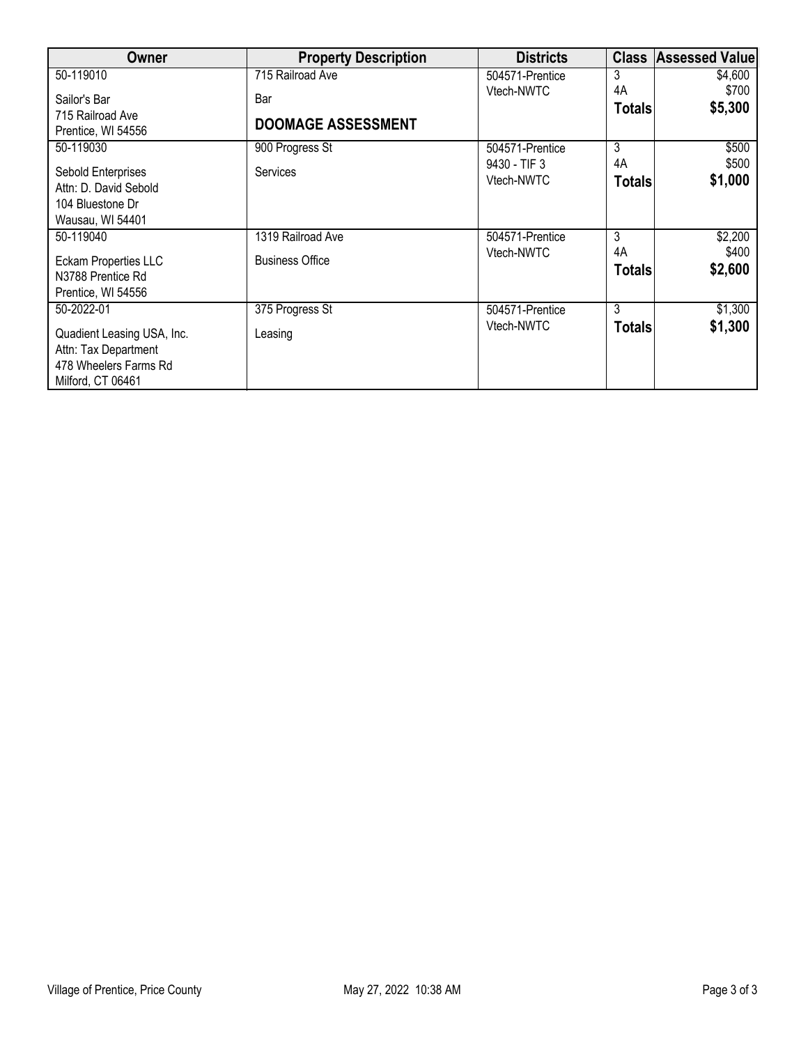| Owner | Property Description | Districts | Class | Assessed Value |
|---|---|---|---|---|
| 50-119010<br>Sailor's Bar<br>715 Railroad Ave<br>Prentice, WI 54556 | 715 Railroad Ave<br>Bar<br>**DOOMAGE ASSESSMENT** | 504571-Prentice<br>Vtech-NWTC | 3<br>4A<br>**Totals** | $4,600<br>$700<br>**$5,300** |
| 50-119030<br>Sebold Enterprises<br>Attn: D. David Sebold<br>104 Bluestone Dr<br>Wausau, WI 54401 | 900 Progress St<br>Services | 504571-Prentice<br>9430 - TIF 3<br>Vtech-NWTC | 3<br>4A<br>**Totals** | $500<br>$500<br>**$1,000** |
| 50-119040<br>Eckam Properties LLC<br>N3788 Prentice Rd<br>Prentice, WI 54556 | 1319 Railroad Ave<br>Business Office | 504571-Prentice<br>Vtech-NWTC | 3<br>4A<br>**Totals** | $2,200<br>$400<br>**$2,600** |
| 50-2022-01<br>Quadient Leasing USA, Inc.<br>Attn: Tax Department<br>478 Wheelers Farms Rd<br>Milford, CT 06461 | 375 Progress St<br>Leasing | 504571-Prentice<br>Vtech-NWTC | 3<br>**Totals** | $1,300<br>**$1,300** |

Village of Prentice, Price County

May 27, 2022 10:38 AM